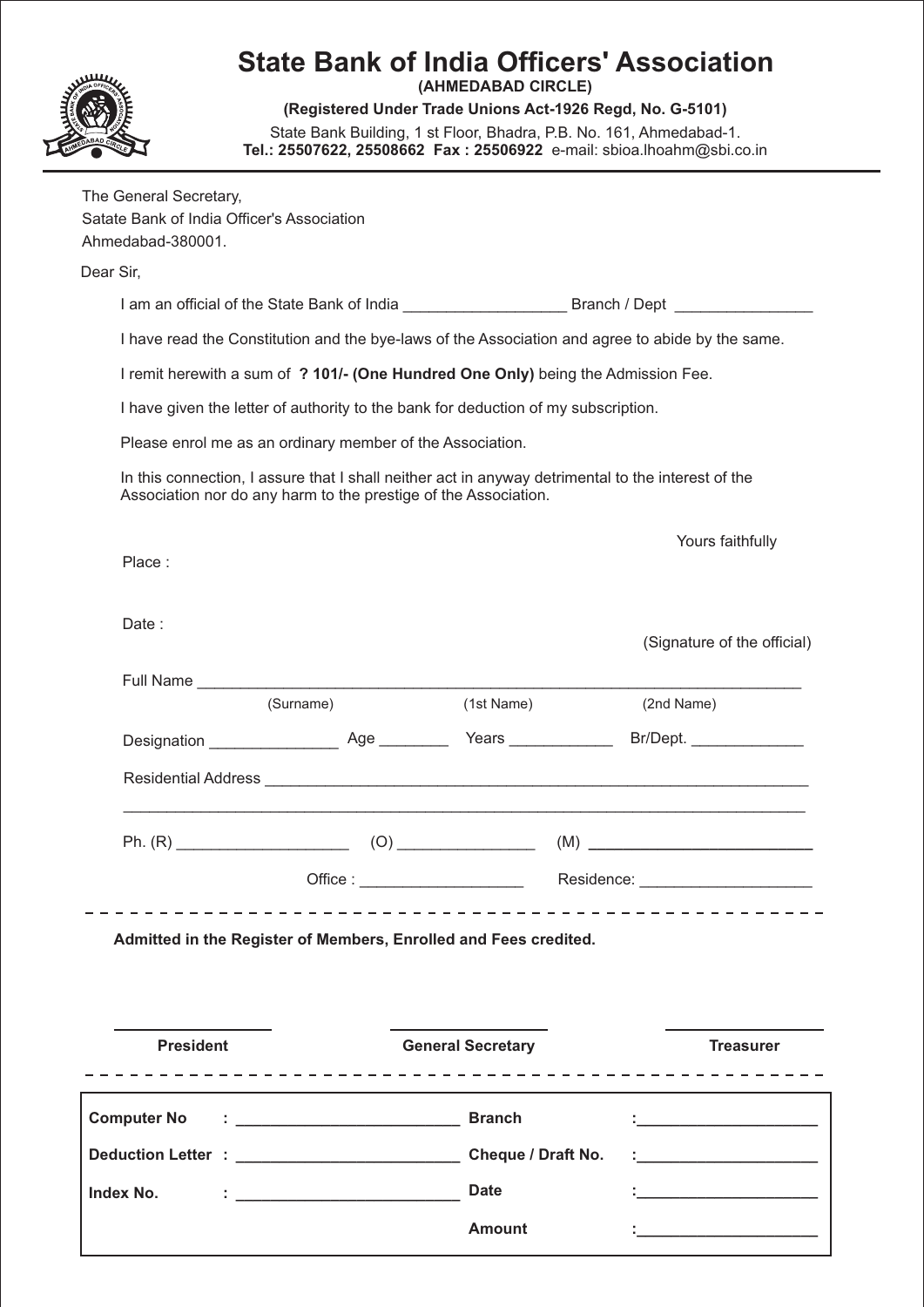# State Bank of India Officers' Association

**(AHMEDABAD CIRCLE)**

**(Registered Under Trade Unions Act-1926 Regd, No. G-5101)**

State Bank Building, 1 st Floor, Bhadra, P.B. No. 161, Ahmedabad-1.
**Tel.: 25507622, 25508662 Fax : 25506922** e-mail: sbioa.lhoahm@sbi.co.in

---

The General Secretary,
Satate Bank of India Officer's Association
Ahmedabad-380001.

Dear Sir,

I am an official of the State Bank of India __________________ Branch / Dept ________________

I have read the Constitution and the bye-laws of the Association and agree to abide by the same.

I remit herewith a sum of **? 101/- (One Hundred One Only)** being the Admission Fee.

I have given the letter of authority to the bank for deduction of my subscription.

Please enrol me as an ordinary member of the Association.

In this connection, I assure that I shall neither act in anyway detrimental to the interest of the Association nor do any harm to the prestige of the Association.

Yours faithfully

Place :

Date :

(Signature of the official)

Full Name ________________________________________________________________
(Surname) (1st Name) (2nd Name)

Designation ______________ Age ________ Years ____________ Br/Dept. _____________

Residential Address ____________________________________________________________

______________________________________________________________________________

Ph. (R) ___________________ (O) _______________ (M) _________________________

Office : __________________ Residence: ___________________

---

**Admitted in the Register of Members, Enrolled and Fees credited.**

| **President** | **General Secretary** | **Treasurer** |
|---|---|---|

---

| | | | |
|---|---|---|---|
| **Computer No** | : ________________________ | **Branch** | : ____________________ |
| **Deduction Letter** | : ________________________ | **Cheque / Draft No.** | : ____________________ |
| **Index No.** | : ________________________ | **Date** | : ____________________ |
| | | **Amount** | : ____________________ |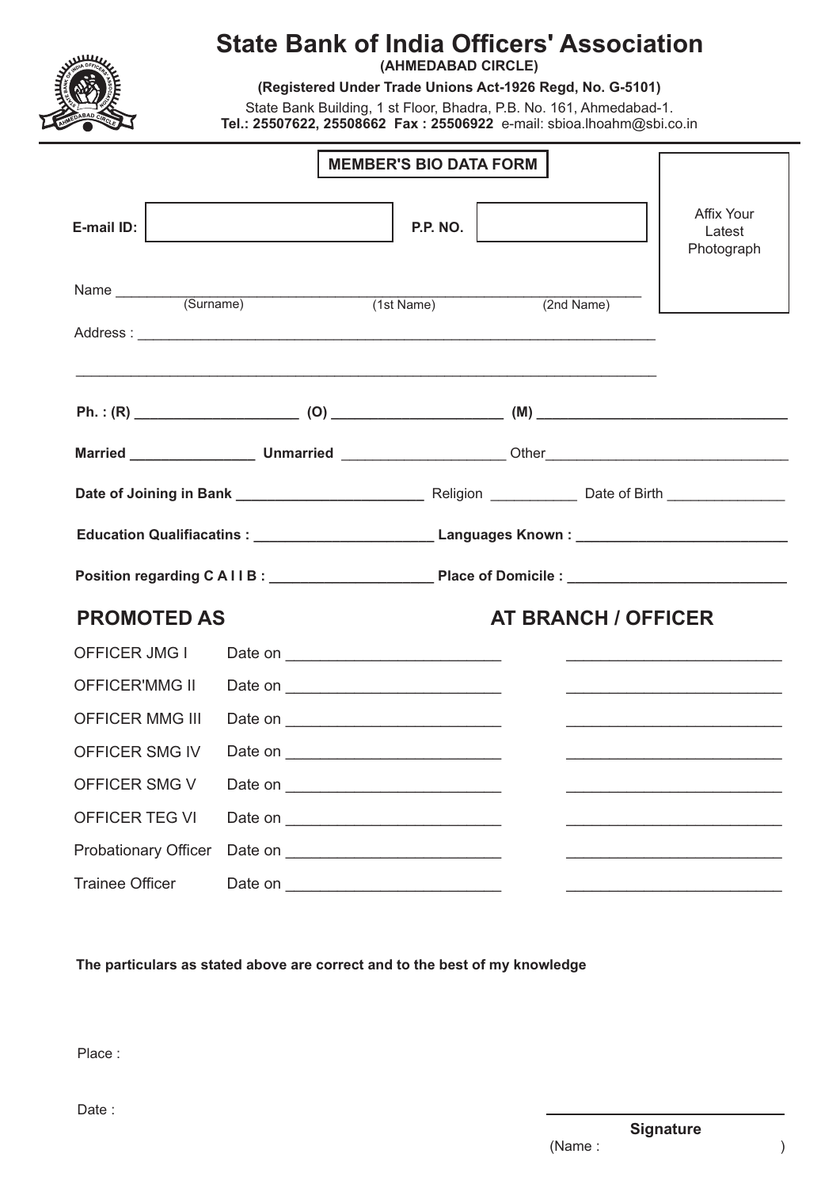# State Bank of India Officers' Association

**(AHMEDABAD CIRCLE)**

**(Registered Under Trade Unions Act-1926 Regd, No. G-5101)**

State Bank Building, 1 st Floor, Bhadra, P.B. No. 161, Ahmedabad-1.
**Tel.: 25507622, 25508662 Fax : 25506922** e-mail: sbioa.lhoahm@sbi.co.in

---

## MEMBER'S BIO DATA FORM

Affix Your Latest Photograph

**E-mail ID:** ____________________ **P.P. NO.** ____________________

Name ____________________ (Surname) ____________________ (1st Name) ____________________ (2nd Name)

Address : ______________________________________________________________

______________________________________________________________

**Ph. : (R)** ____________________ **(O)** ____________________ **(M)** ____________________

**Married** ____________________ **Unmarried** ____________________ Other____________________

**Date of Joining in Bank** ____________________ Religion ____________________ Date of Birth ____________________

**Education Qualifiacatins :** ____________________ **Languages Known :** ____________________

**Position regarding C A I I B :** ____________________ **Place of Domicile :** ____________________

| PROMOTED AS | | AT BRANCH / OFFICER |
|---|---|---|
| OFFICER JMG I | Date on ____________________ | ____________________ |
| OFFICER'MMG II | Date on ____________________ | ____________________ |
| OFFICER MMG III | Date on ____________________ | ____________________ |
| OFFICER SMG IV | Date on ____________________ | ____________________ |
| OFFICER SMG V | Date on ____________________ | ____________________ |
| OFFICER TEG VI | Date on ____________________ | ____________________ |
| Probationary Officer | Date on ____________________ | ____________________ |
| Trainee Officer | Date on ____________________ | ____________________ |

**The particulars as stated above are correct and to the best of my knowledge**

Place :

Date :

____________________

**Signature**

(Name : )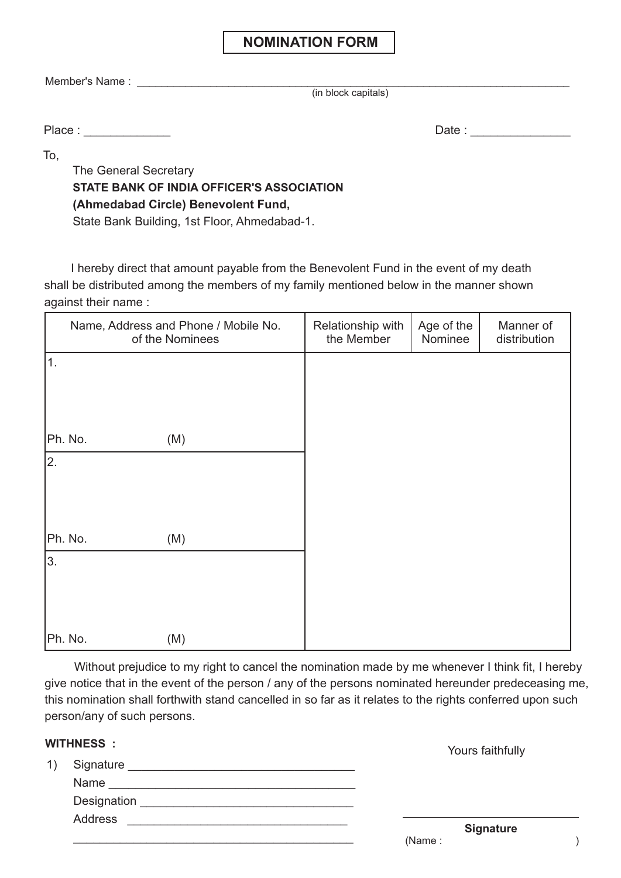# NOMINATION FORM

Member's Name : ______________________________________________________________
(in block capitals)

Place : _____________ Date : _______________

To,

The General Secretary
**STATE BANK OF INDIA OFFICER'S ASSOCIATION**
**(Ahmedabad Circle) Benevolent Fund,**
State Bank Building, 1st Floor, Ahmedabad-1.

I hereby direct that amount payable from the Benevolent Fund in the event of my death shall be distributed among the members of my family mentioned below in the manner shown against their name :

| Name, Address and Phone / Mobile No. of the Nominees | Relationship with the Member | Age of the Nominee | Manner of distribution |
|---|---|---|---|
| 1.<br><br>Ph. No. (M) | | | |
| 2.<br><br>Ph. No. (M) | | | |
| 3.<br><br>Ph. No. (M) | | | |

Without prejudice to my right to cancel the nomination made by me whenever I think fit, I hereby give notice that in the event of the person / any of the persons nominated hereunder predeceasing me, this nomination shall forthwith stand cancelled in so far as it relates to the rights conferred upon such person/any of such persons.

**WITHNESS :**

1) Signature _________________________________
Name ____________________________________
Designation ______________________________
Address _________________________________
__________________________________________

Yours faithfully

__________________________
**Signature**
(Name : )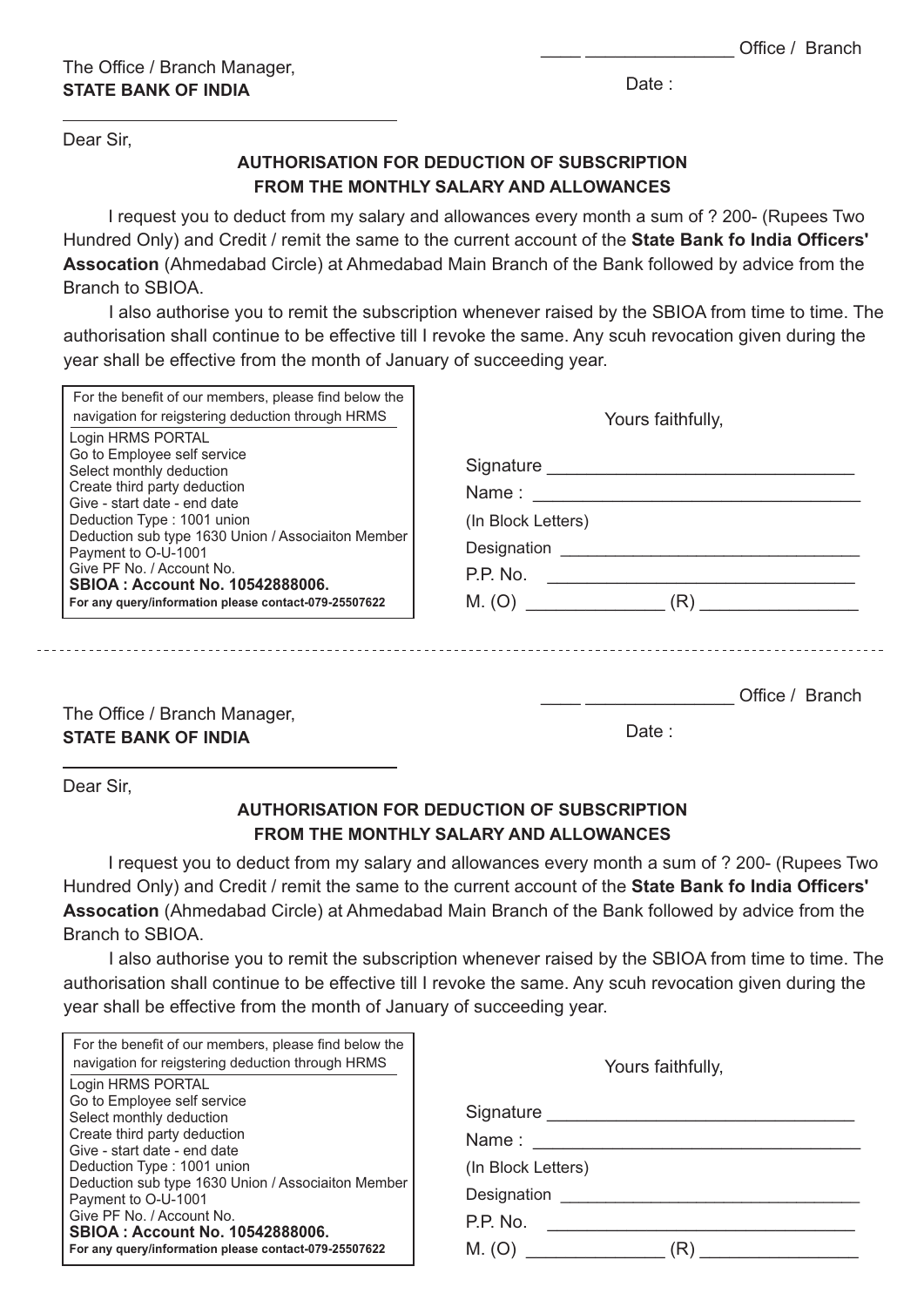____ ______________ Office / Branch

The Office / Branch Manager,
**STATE BANK OF INDIA**

______________________________

Date :

Dear Sir,

**AUTHORISATION FOR DEDUCTION OF SUBSCRIPTION FROM THE MONTHLY SALARY AND ALLOWANCES**

I request you to deduct from my salary and allowances every month a sum of ? 200- (Rupees Two Hundred Only) and Credit / remit the same to the current account of the **State Bank fo India Officers' Assocation** (Ahmedabad Circle) at Ahmedabad Main Branch of the Bank followed by advice from the Branch to SBIOA.

I also authorise you to remit the subscription whenever raised by the SBIOA from time to time. The authorisation shall continue to be effective till I revoke the same. Any scuh revocation given during the year shall be effective from the month of January of succeeding year.

For the benefit of our members, please find below the navigation for reigstering deduction through HRMS

Login HRMS PORTAL
Go to Employee self service
Select monthly deduction
Create third party deduction
Give - start date - end date
Deduction Type : 1001 union
Deduction sub type 1630 Union / Associaiton Member
Payment to O-U-1001
Give PF No. / Account No.
**SBIOA : Account No. 10542888006.**
**For any query/information please contact-079-25507622**

Yours faithfully,

Signature ______________________________

Name : ________________________________

(In Block Letters)

Designation ______________________________

P.P. No. ______________________________

M. (O) _____________ (R) _______________

---

____ ______________ Office / Branch

The Office / Branch Manager,
**STATE BANK OF INDIA**

______________________________

Date :

Dear Sir,

**AUTHORISATION FOR DEDUCTION OF SUBSCRIPTION FROM THE MONTHLY SALARY AND ALLOWANCES**

I request you to deduct from my salary and allowances every month a sum of ? 200- (Rupees Two Hundred Only) and Credit / remit the same to the current account of the **State Bank fo India Officers' Assocation** (Ahmedabad Circle) at Ahmedabad Main Branch of the Bank followed by advice from the Branch to SBIOA.

I also authorise you to remit the subscription whenever raised by the SBIOA from time to time. The authorisation shall continue to be effective till I revoke the same. Any scuh revocation given during the year shall be effective from the month of January of succeeding year.

For the benefit of our members, please find below the navigation for reigstering deduction through HRMS

Login HRMS PORTAL
Go to Employee self service
Select monthly deduction
Create third party deduction
Give - start date - end date
Deduction Type : 1001 union
Deduction sub type 1630 Union / Associaiton Member
Payment to O-U-1001
Give PF No. / Account No.
**SBIOA : Account No. 10542888006.**
**For any query/information please contact-079-25507622**

Yours faithfully,

Signature ______________________________

Name : ________________________________

(In Block Letters)

Designation ______________________________

P.P. No. ______________________________

M. (O) _____________ (R) _______________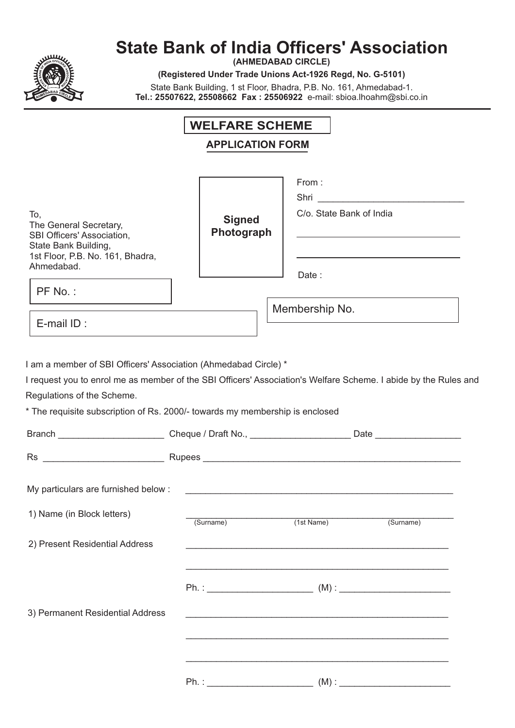# State Bank of India Officers' Association

**(AHMEDABAD CIRCLE)**

**(Registered Under Trade Unions Act-1926 Regd, No. G-5101)**

State Bank Building, 1 st Floor, Bhadra, P.B. No. 161, Ahmedabad-1.
**Tel.: 25507622, 25508662 Fax : 25506922** e-mail: sbioa.lhoahm@sbi.co.in

## WELFARE SCHEME

**APPLICATION FORM**

To,
The General Secretary,
SBI Officers' Association,
State Bank Building,
1st Floor, P.B. No. 161, Bhadra,
Ahmedabad.

**Signed Photograph**

From :
Shri ____________________________
C/o. State Bank of India
________________________________
________________________________

Date :

PF No. :

E-mail ID :

Membership No.

I am a member of SBI Officers' Association (Ahmedabad Circle) *

I request you to enrol me as member of the SBI Officers' Association's Welfare Scheme. I abide by the Rules and Regulations of the Scheme.

* The requisite subscription of Rs. 2000/- towards my membership is enclosed

Branch ____________________ Cheque / Draft No., ___________________ Date ________________

Rs _______________________ Rupees __________________________________________________

My particulars are furnished below : ___________________________________________________

1) Name (in Block letters) ___________________________________________________
(Surname) (1st Name) (Surname)

2) Present Residential Address ___________________________________________________
___________________________________________________
Ph. : ____________________ (M) : _____________________

3) Permanent Residential Address ___________________________________________________
___________________________________________________
___________________________________________________
Ph. : ____________________ (M) : _____________________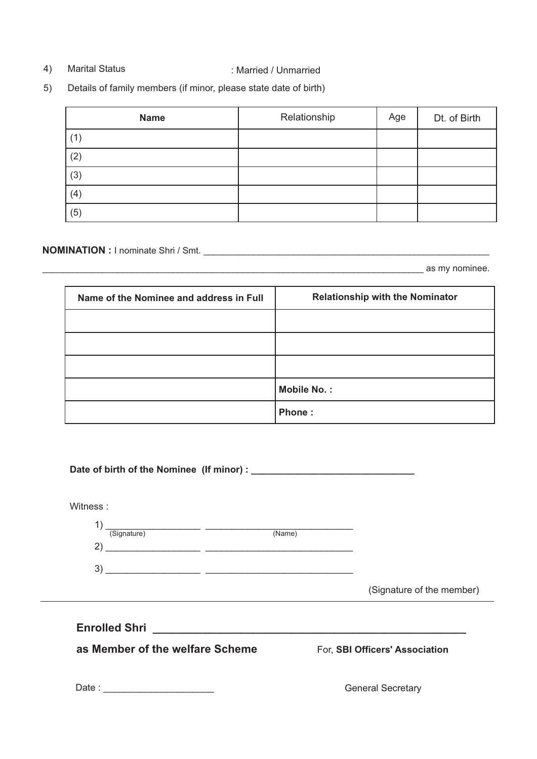4) Marital Status : Married / Unmarried

5) Details of family members (if minor, please state date of birth)

| Name | Relationship | Age | Dt. of Birth |
|---|---|---|---|
| (1) | | | |
| (2) | | | |
| (3) | | | |
| (4) | | | |
| (5) | | | |

**NOMINATION :** I nominate Shri / Smt. ____________________________________________________________

________________________________________________________________________________ as my nominee.

| Name of the Nominee and address in Full | Relationship with the Nominator |
|---|---|
| | |
| | |
| | |
| | **Mobile No. :** |
| | **Phone :** |

**Date of birth of the Nominee (If minor) : ______________________________**

Witness :

1) __________________ ____________________________
(Signature) (Name)

2) __________________ ____________________________

3) __________________ ____________________________

(Signature of the member)

---

**Enrolled Shri ____________________________________________________**

**as Member of the welfare Scheme** For, **SBI Officers' Association**

Date : ____________________ General Secretary